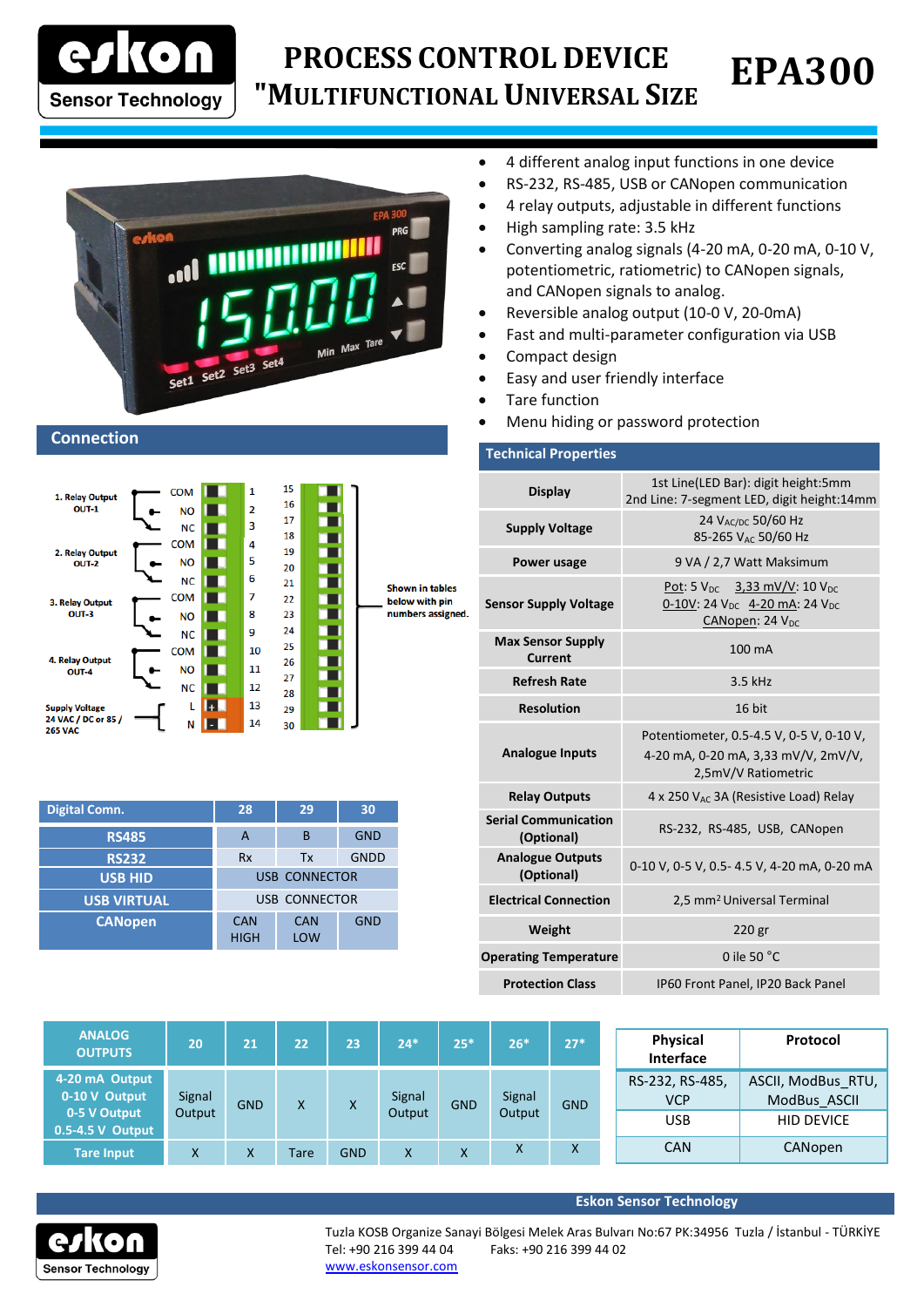# PROCESS CONTROL DEVICE "MULTIFUNCTIONAL UNIVERSAL SIZE

# EPA300

- 4 different analog input functions in one device
- RS-232, RS-485, USB or CANopen communication
- 4 relay outputs, adjustable in different functions
- High sampling rate: 3.5 kHz
- Converting analog signals (4-20 mA, 0-20 mA, 0-10 V, potentiometric, ratiometric) to CANopen signals, and CANopen signals to analog.
- Reversible analog output (10-0 V, 20-0mA)
- Fast and multi-parameter configuration via USB
- Compact design
- Easy and user friendly interface
- Tare function
- Menu hiding or password protection

## Connection

| Function | Terminal | Pin |
|---|---|---|
| 1. Relay Output OUT-1 | COM | 1 |
| | NO | 2 |
| | NC | 3 |
| 2. Relay Output OUT-2 | COM | 4 |
| | NO | 5 |
| | NC | 6 |
| 3. Relay Output OUT-3 | COM | 7 |
| | NO | 8 |
| | NC | 9 |
| 4. Relay Output OUT-4 | COM | 10 |
| | NO | 11 |
| | NC | 12 |
| Supply Voltage 24 VAC / DC or 85 / 265 VAC | L | 13 |
| | N | 14 |

Pins 15–30: Shown in tables below with pin numbers assigned.

| Digital Comn. | 28 | 29 | 30 |
|---|---|---|---|
| RS485 | A | B | GND |
| RS232 | Rx | Tx | GNDD |
| USB HID | USB CONNECTOR | | |
| USB VIRTUAL | USB CONNECTOR | | |
| CANopen | CAN HIGH | CAN LOW | GND |

## Technical Properties

| Property | Value |
|---|---|
| Display | 1st Line(LED Bar): digit height:5mm<br>2nd Line: 7-segment LED, digit height:14mm |
| Supply Voltage | 24 $V_{AC/DC}$ 50/60 Hz<br>85-265 $V_{AC}$ 50/60 Hz |
| Power usage | 9 VA / 2,7 Watt Maksimum |
| Sensor Supply Voltage | Pot: 5 $V_{DC}$ 3,33 mV/V: 10 $V_{DC}$<br>0-10V: 24 $V_{DC}$ 4-20 mA: 24 $V_{DC}$<br>CANopen: 24 $V_{DC}$ |
| Max Sensor Supply Current | 100 mA |
| Refresh Rate | 3.5 kHz |
| Resolution | 16 bit |
| Analogue Inputs | Potentiometer, 0.5-4.5 V, 0-5 V, 0-10 V, 4-20 mA, 0-20 mA, 3,33 mV/V, 2mV/V, 2,5mV/V Ratiometric |
| Relay Outputs | 4 x 250 $V_{AC}$ 3A (Resistive Load) Relay |
| Serial Communication (Optional) | RS-232, RS-485, USB, CANopen |
| Analogue Outputs (Optional) | 0-10 V, 0-5 V, 0.5- 4.5 V, 4-20 mA, 0-20 mA |
| Electrical Connection | 2,5 mm² Universal Terminal |
| Weight | 220 gr |
| Operating Temperature | 0 ile 50 °C |
| Protection Class | IP60 Front Panel, IP20 Back Panel |

| ANALOG OUTPUTS | 20 | 21 | 22 | 23 | 24* | 25* | 26* | 27* |
|---|---|---|---|---|---|---|---|---|
| 4-20 mA Output<br>0-10 V Output<br>0-5 V Output<br>0.5-4.5 V Output | Signal Output | GND | X | X | Signal Output | GND | Signal Output | GND |
| Tare Input | X | X | Tare | GND | X | X | X | X |

| Physical Interface | Protocol |
|---|---|
| RS-232, RS-485, VCP | ASCII, ModBus_RTU, ModBus_ASCII |
| USB | HID DEVICE |
| CAN | CANopen |

**Eskon Sensor Technology**

Tuzla KOSB Organize Sanayi Bölgesi Melek Aras Bulvarı No:67 PK:34956 Tuzla / İstanbul - TÜRKİYE
Tel: +90 216 399 44 04 Faks: +90 216 399 44 02
www.eskonsensor.com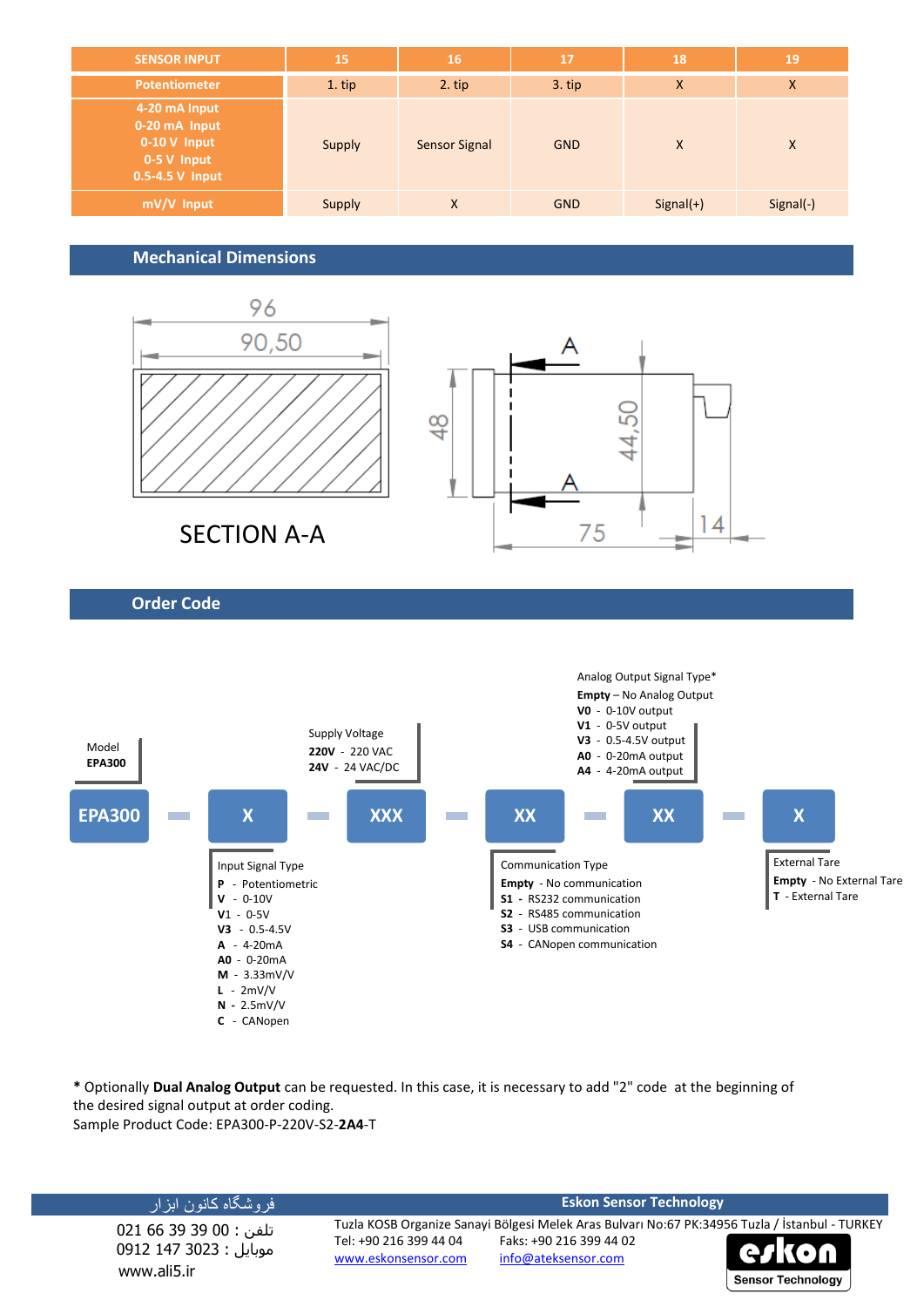| SENSOR INPUT | 15 | 16 | 17 | 18 | 19 |
|---|---|---|---|---|---|
| Potentiometer | 1. tip | 2. tip | 3. tip | X | X |
| 4-20 mA Input<br>0-20 mA Input<br>0-10 V Input<br>0-5 V Input<br>0.5-4.5 V Input | Supply | Sensor Signal | GND | X | X |
| mV/V Input | Supply | X | GND | Signal(+) | Signal(-) |

## Mechanical Dimensions

96
90,50
SECTION A-A
A
A
48
44,50
75
14

## Order Code

Model
**EPA300**

**EPA300** - **X** - **XXX** - **XX** - **XX** - **X**

Input Signal Type
- **P** - Potentiometric
- **V** - 0-10V
- **V1** - 0-5V
- **V3** - 0.5-4.5V
- **A** - 4-20mA
- **A0** - 0-20mA
- **M** - 3.33mV/V
- **L** - 2mV/V
- **N** - 2.5mV/V
- **C** - CANopen

Supply Voltage
- **220V** - 220 VAC
- **24V** - 24 VAC/DC

Communication Type
- **Empty** - No communication
- **S1** - RS232 communication
- **S2** - RS485 communication
- **S3** - USB communication
- **S4** - CANopen communication

Analog Output Signal Type*
- **Empty** – No Analog Output
- **V0** - 0-10V output
- **V1** - 0-5V output
- **V3** - 0.5-4.5V output
- **A0** - 0-20mA output
- **A4** - 4-20mA output

External Tare
- **Empty** - No External Tare
- **T** - External Tare

**\*** Optionally **Dual Analog Output** can be requested. In this case, it is necessary to add "2" code at the beginning of the desired signal output at order coding.
Sample Product Code: EPA300-P-220V-S2-**2A4**-T

فروشگاه کانون ابزار
تلفن : 00 39 39 66 021
موبایل : 3023 147 0912
www.ali5.ir

**Eskon Sensor Technology**
Tuzla KOSB Organize Sanayi Bölgesi Melek Aras Bulvarı No:67 PK:34956 Tuzla / İstanbul - TURKEY
Tel: +90 216 399 44 04 Faks: +90 216 399 44 02
www.eskonsensor.com info@ateksensor.com

eskon Sensor Technology